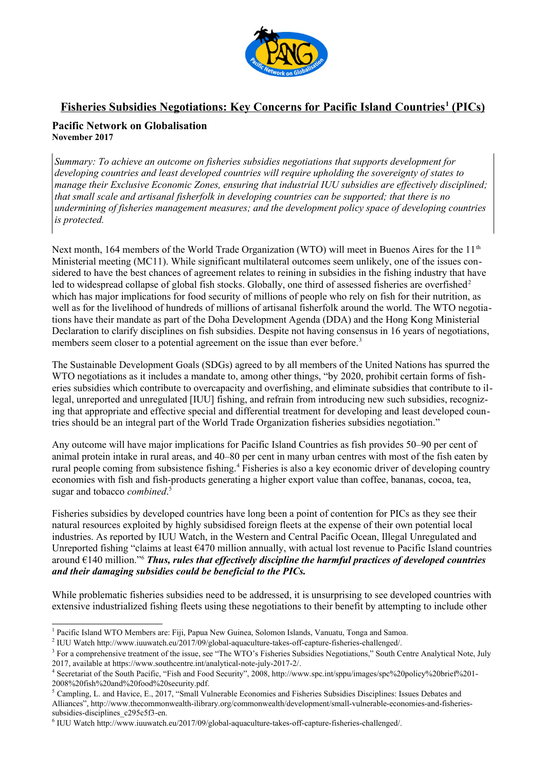# Fisheries Subsidies Negotiations: Key Concerns for Pacific Island Countries[1] (PICs)

**Pacific Network on Globalisation**
**November 2017**

> *Summary: To achieve an outcome on fisheries subsidies negotiations that supports development for developing countries and least developed countries will require upholding the sovereignty of states to manage their Exclusive Economic Zones, ensuring that industrial IUU subsidies are effectively disciplined; that small scale and artisanal fisherfolk in developing countries can be supported; that there is no undermining of fisheries management measures; and the development policy space of developing countries is protected.*

Next month, 164 members of the World Trade Organization (WTO) will meet in Buenos Aires for the 11th Ministerial meeting (MC11). While significant multilateral outcomes seem unlikely, one of the issues considered to have the best chances of agreement relates to reining in subsidies in the fishing industry that have led to widespread collapse of global fish stocks. Globally, one third of assessed fisheries are overfished[2] which has major implications for food security of millions of people who rely on fish for their nutrition, as well as for the livelihood of hundreds of millions of artisanal fisherfolk around the world. The WTO negotiations have their mandate as part of the Doha Development Agenda (DDA) and the Hong Kong Ministerial Declaration to clarify disciplines on fish subsidies. Despite not having consensus in 16 years of negotiations, members seem closer to a potential agreement on the issue than ever before.[3]

The Sustainable Development Goals (SDGs) agreed to by all members of the United Nations has spurred the WTO negotiations as it includes a mandate to, among other things, "by 2020, prohibit certain forms of fisheries subsidies which contribute to overcapacity and overfishing, and eliminate subsidies that contribute to illegal, unreported and unregulated [IUU] fishing, and refrain from introducing new such subsidies, recognizing that appropriate and effective special and differential treatment for developing and least developed countries should be an integral part of the World Trade Organization fisheries subsidies negotiation."

Any outcome will have major implications for Pacific Island Countries as fish provides 50–90 per cent of animal protein intake in rural areas, and 40–80 per cent in many urban centres with most of the fish eaten by rural people coming from subsistence fishing.[4] Fisheries is also a key economic driver of developing country economies with fish and fish-products generating a higher export value than coffee, bananas, cocoa, tea, sugar and tobacco *combined*.[5]

Fisheries subsidies by developed countries have long been a point of contention for PICs as they see their natural resources exploited by highly subsidised foreign fleets at the expense of their own potential local industries. As reported by IUU Watch, in the Western and Central Pacific Ocean, Illegal Unregulated and Unreported fishing "claims at least €470 million annually, with actual lost revenue to Pacific Island countries around €140 million."[6] ***Thus, rules that effectively discipline the harmful practices of developed countries and their damaging subsidies could be beneficial to the PICs.***

While problematic fisheries subsidies need to be addressed, it is unsurprising to see developed countries with extensive industrialized fishing fleets using these negotiations to their benefit by attempting to include other

---

[1] Pacific Island WTO Members are: Fiji, Papua New Guinea, Solomon Islands, Vanuatu, Tonga and Samoa.

[2] IUU Watch http://www.iuuwatch.eu/2017/09/global-aquaculture-takes-off-capture-fisheries-challenged/.

[3] For a comprehensive treatment of the issue, see "The WTO's Fisheries Subsidies Negotiations," South Centre Analytical Note, July 2017, available at https://www.southcentre.int/analytical-note-july-2017-2/.

[4] Secretariat of the South Pacific, "Fish and Food Security", 2008, http://www.spc.int/sppu/images/spc%20policy%20brief%201-2008%20fish%20and%20food%20security.pdf.

[5] Campling, L. and Havice, E., 2017, "Small Vulnerable Economies and Fisheries Subsidies Disciplines: Issues Debates and Alliances", http://www.thecommonwealth-ilibrary.org/commonwealth/development/small-vulnerable-economies-and-fisheries-subsidies-disciplines_c295c5f3-en.

[6] IUU Watch http://www.iuuwatch.eu/2017/09/global-aquaculture-takes-off-capture-fisheries-challenged/.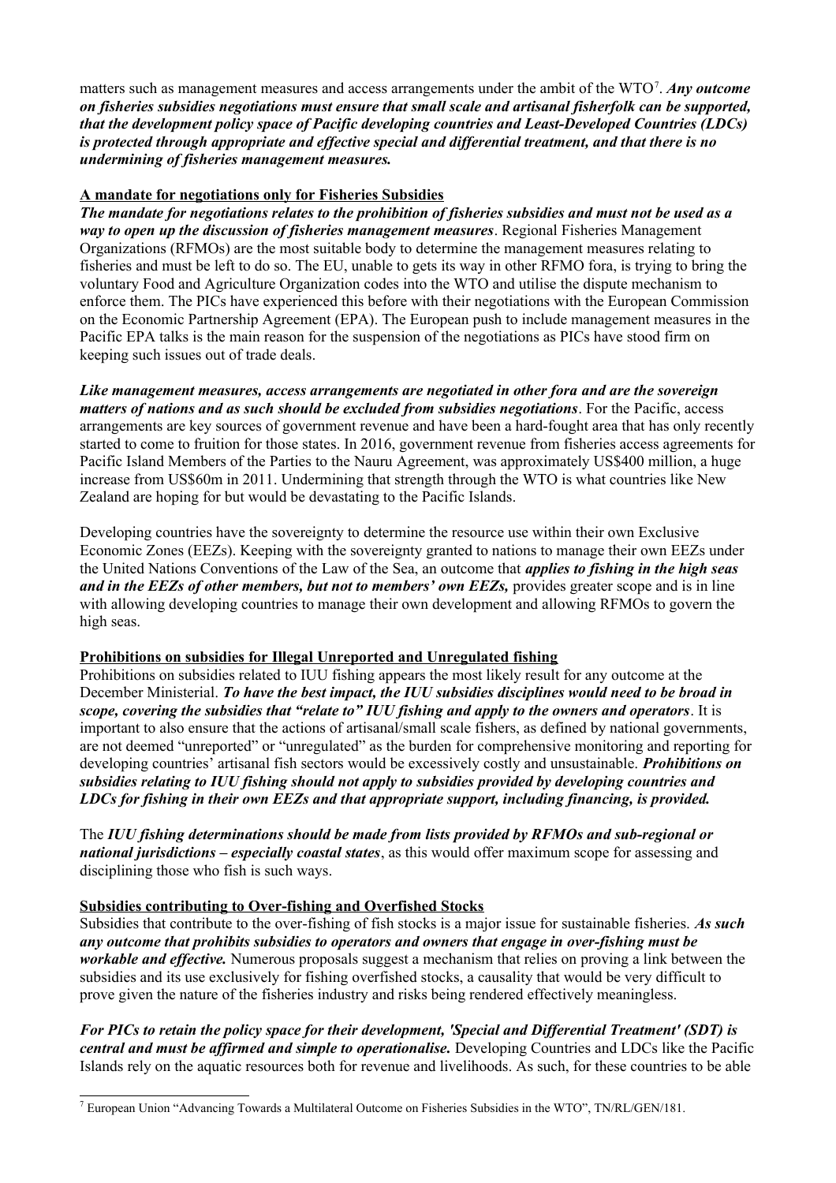matters such as management measures and access arrangements under the ambit of the WTO[7]. ***Any outcome on fisheries subsidies negotiations must ensure that small scale and artisanal fisherfolk can be supported, that the development policy space of Pacific developing countries and Least-Developed Countries (LDCs) is protected through appropriate and effective special and differential treatment, and that there is no undermining of fisheries management measures.***

**A mandate for negotiations only for Fisheries Subsidies**

***The mandate for negotiations relates to the prohibition of fisheries subsidies and must not be used as a way to open up the discussion of fisheries management measures***. Regional Fisheries Management Organizations (RFMOs) are the most suitable body to determine the management measures relating to fisheries and must be left to do so. The EU, unable to gets its way in other RFMO fora, is trying to bring the voluntary Food and Agriculture Organization codes into the WTO and utilise the dispute mechanism to enforce them. The PICs have experienced this before with their negotiations with the European Commission on the Economic Partnership Agreement (EPA). The European push to include management measures in the Pacific EPA talks is the main reason for the suspension of the negotiations as PICs have stood firm on keeping such issues out of trade deals.

***Like management measures, access arrangements are negotiated in other fora and are the sovereign matters of nations and as such should be excluded from subsidies negotiations***. For the Pacific, access arrangements are key sources of government revenue and have been a hard-fought area that has only recently started to come to fruition for those states. In 2016, government revenue from fisheries access agreements for Pacific Island Members of the Parties to the Nauru Agreement, was approximately US$400 million, a huge increase from US$60m in 2011. Undermining that strength through the WTO is what countries like New Zealand are hoping for but would be devastating to the Pacific Islands.

Developing countries have the sovereignty to determine the resource use within their own Exclusive Economic Zones (EEZs). Keeping with the sovereignty granted to nations to manage their own EEZs under the United Nations Conventions of the Law of the Sea, an outcome that ***applies to fishing in the high seas and in the EEZs of other members, but not to members' own EEZs,*** provides greater scope and is in line with allowing developing countries to manage their own development and allowing RFMOs to govern the high seas.

**Prohibitions on subsidies for Illegal Unreported and Unregulated fishing**

Prohibitions on subsidies related to IUU fishing appears the most likely result for any outcome at the December Ministerial. ***To have the best impact, the IUU subsidies disciplines would need to be broad in scope, covering the subsidies that "relate to" IUU fishing and apply to the owners and operators***. It is important to also ensure that the actions of artisanal/small scale fishers, as defined by national governments, are not deemed "unreported" or "unregulated" as the burden for comprehensive monitoring and reporting for developing countries' artisanal fish sectors would be excessively costly and unsustainable. ***Prohibitions on subsidies relating to IUU fishing should not apply to subsidies provided by developing countries and LDCs for fishing in their own EEZs and that appropriate support, including financing, is provided.***

The ***IUU fishing determinations should be made from lists provided by RFMOs and sub-regional or national jurisdictions – especially coastal states***, as this would offer maximum scope for assessing and disciplining those who fish is such ways.

**Subsidies contributing to Over-fishing and Overfished Stocks**

Subsidies that contribute to the over-fishing of fish stocks is a major issue for sustainable fisheries. ***As such any outcome that prohibits subsidies to operators and owners that engage in over-fishing must be workable and effective.*** Numerous proposals suggest a mechanism that relies on proving a link between the subsidies and its use exclusively for fishing overfished stocks, a causality that would be very difficult to prove given the nature of the fisheries industry and risks being rendered effectively meaningless.

***For PICs to retain the policy space for their development, 'Special and Differential Treatment' (SDT) is central and must be affirmed and simple to operationalise.*** Developing Countries and LDCs like the Pacific Islands rely on the aquatic resources both for revenue and livelihoods. As such, for these countries to be able

[7] European Union "Advancing Towards a Multilateral Outcome on Fisheries Subsidies in the WTO", TN/RL/GEN/181.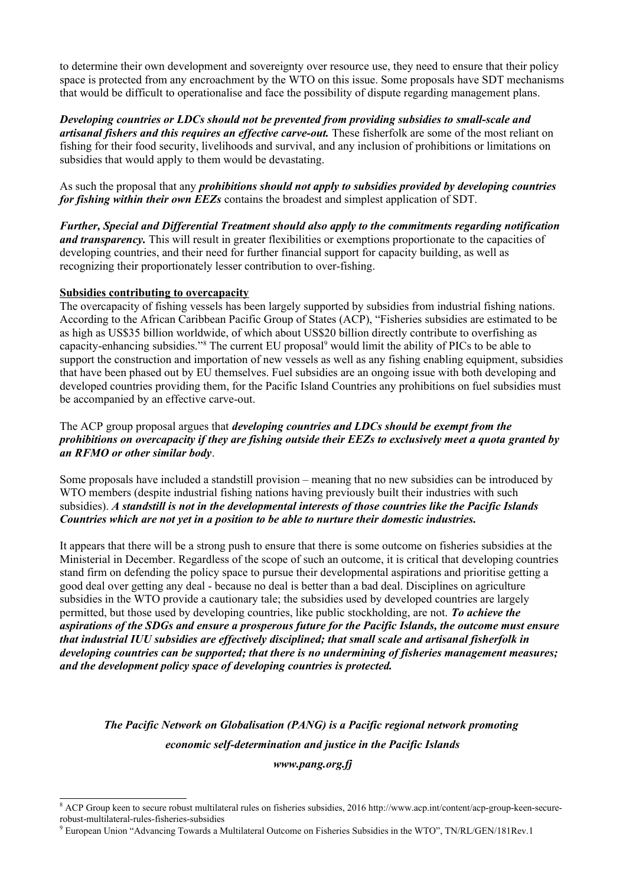to determine their own development and sovereignty over resource use, they need to ensure that their policy space is protected from any encroachment by the WTO on this issue. Some proposals have SDT mechanisms that would be difficult to operationalise and face the possibility of dispute regarding management plans.

***Developing countries or LDCs should not be prevented from providing subsidies to small-scale and artisanal fishers and this requires an effective carve-out.*** These fisherfolk are some of the most reliant on fishing for their food security, livelihoods and survival, and any inclusion of prohibitions or limitations on subsidies that would apply to them would be devastating.

As such the proposal that any ***prohibitions should not apply to subsidies provided by developing countries for fishing within their own EEZs*** contains the broadest and simplest application of SDT.

***Further, Special and Differential Treatment should also apply to the commitments regarding notification and transparency.*** This will result in greater flexibilities or exemptions proportionate to the capacities of developing countries, and their need for further financial support for capacity building, as well as recognizing their proportionately lesser contribution to over-fishing.

**Subsidies contributing to overcapacity**

The overcapacity of fishing vessels has been largely supported by subsidies from industrial fishing nations. According to the African Caribbean Pacific Group of States (ACP), "Fisheries subsidies are estimated to be as high as US$35 billion worldwide, of which about US$20 billion directly contribute to overfishing as capacity-enhancing subsidies."[8] The current EU proposal[9] would limit the ability of PICs to be able to support the construction and importation of new vessels as well as any fishing enabling equipment, subsidies that have been phased out by EU themselves. Fuel subsidies are an ongoing issue with both developing and developed countries providing them, for the Pacific Island Countries any prohibitions on fuel subsidies must be accompanied by an effective carve-out.

The ACP group proposal argues that ***developing countries and LDCs should be exempt from the prohibitions on overcapacity if they are fishing outside their EEZs to exclusively meet a quota granted by an RFMO or other similar body***.

Some proposals have included a standstill provision – meaning that no new subsidies can be introduced by WTO members (despite industrial fishing nations having previously built their industries with such subsidies). ***A standstill is not in the developmental interests of those countries like the Pacific Islands Countries which are not yet in a position to be able to nurture their domestic industries.***

It appears that there will be a strong push to ensure that there is some outcome on fisheries subsidies at the Ministerial in December. Regardless of the scope of such an outcome, it is critical that developing countries stand firm on defending the policy space to pursue their developmental aspirations and prioritise getting a good deal over getting any deal - because no deal is better than a bad deal. Disciplines on agriculture subsidies in the WTO provide a cautionary tale; the subsidies used by developed countries are largely permitted, but those used by developing countries, like public stockholding, are not. ***To achieve the aspirations of the SDGs and ensure a prosperous future for the Pacific Islands, the outcome must ensure that industrial IUU subsidies are effectively disciplined; that small scale and artisanal fisherfolk in developing countries can be supported; that there is no undermining of fisheries management measures; and the development policy space of developing countries is protected.***

***The Pacific Network on Globalisation (PANG) is a Pacific regional network promoting economic self-determination and justice in the Pacific Islands***

***www.pang.org.fj***

---

[8] ACP Group keen to secure robust multilateral rules on fisheries subsidies, 2016 http://www.acp.int/content/acp-group-keen-secure-robust-multilateral-rules-fisheries-subsidies

[9] European Union "Advancing Towards a Multilateral Outcome on Fisheries Subsidies in the WTO", TN/RL/GEN/181Rev.1